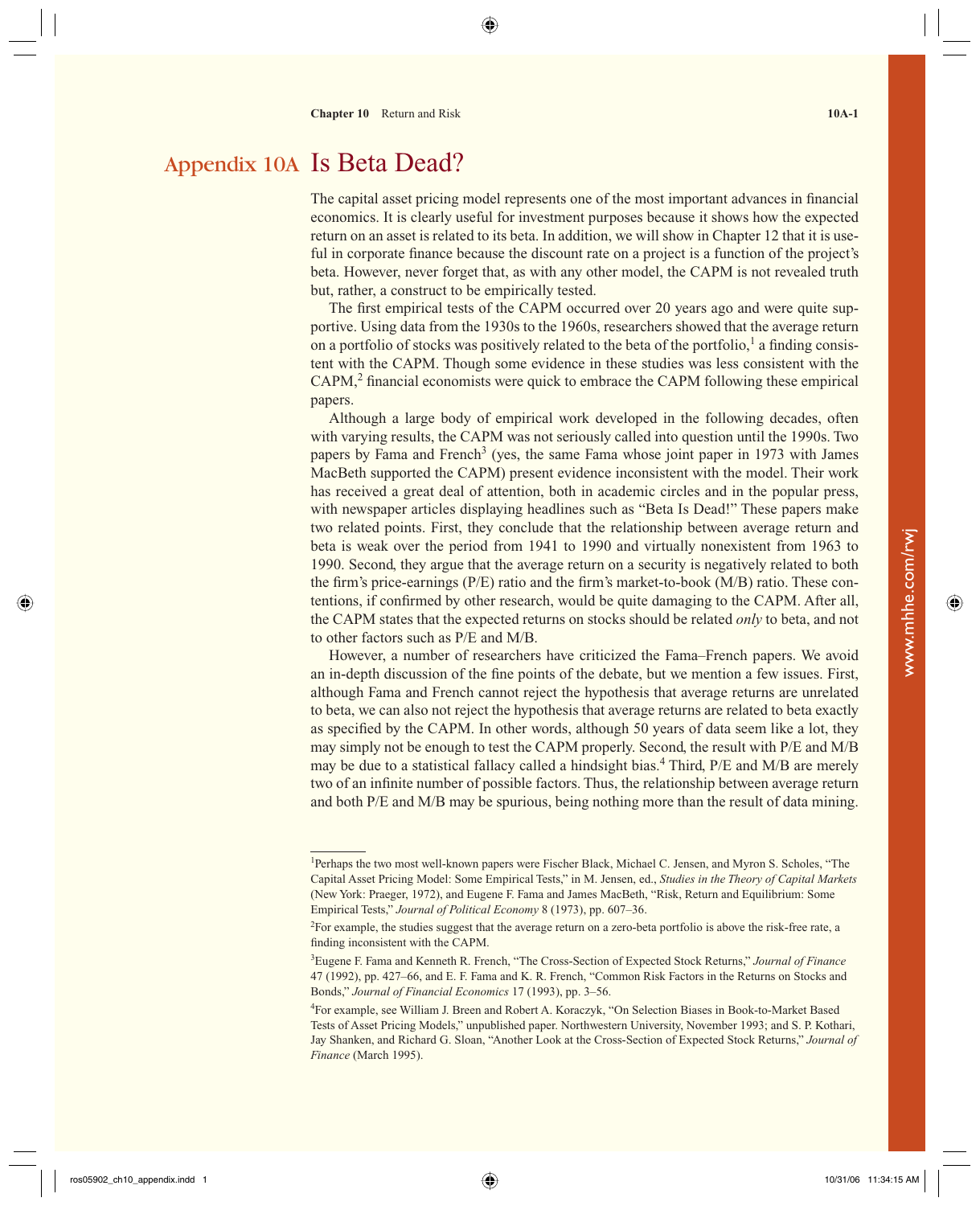# Appendix 10A Is Beta Dead?

The capital asset pricing model represents one of the most important advances in financial economics. It is clearly useful for investment purposes because it shows how the expected return on an asset is related to its beta. In addition, we will show in Chapter 12 that it is useful in corporate finance because the discount rate on a project is a function of the project's beta. However, never forget that, as with any other model, the CAPM is not revealed truth but, rather, a construct to be empirically tested.

The first empirical tests of the CAPM occurred over 20 years ago and were quite supportive. Using data from the 1930s to the 1960s, researchers showed that the average return on a portfolio of stocks was positively related to the beta of the portfolio,[1] a finding consistent with the CAPM. Though some evidence in these studies was less consistent with the CAPM,[2] financial economists were quick to embrace the CAPM following these empirical papers.

Although a large body of empirical work developed in the following decades, often with varying results, the CAPM was not seriously called into question until the 1990s. Two papers by Fama and French[3] (yes, the same Fama whose joint paper in 1973 with James MacBeth supported the CAPM) present evidence inconsistent with the model. Their work has received a great deal of attention, both in academic circles and in the popular press, with newspaper articles displaying headlines such as "Beta Is Dead!" These papers make two related points. First, they conclude that the relationship between average return and beta is weak over the period from 1941 to 1990 and virtually nonexistent from 1963 to 1990. Second, they argue that the average return on a security is negatively related to both the firm's price-earnings (P/E) ratio and the firm's market-to-book (M/B) ratio. These contentions, if confirmed by other research, would be quite damaging to the CAPM. After all, the CAPM states that the expected returns on stocks should be related *only* to beta, and not to other factors such as P/E and M/B.

However, a number of researchers have criticized the Fama–French papers. We avoid an in-depth discussion of the fine points of the debate, but we mention a few issues. First, although Fama and French cannot reject the hypothesis that average returns are unrelated to beta, we can also not reject the hypothesis that average returns are related to beta exactly as specified by the CAPM. In other words, although 50 years of data seem like a lot, they may simply not be enough to test the CAPM properly. Second, the result with P/E and M/B may be due to a statistical fallacy called a hindsight bias.[4] Third, P/E and M/B are merely two of an infinite number of possible factors. Thus, the relationship between average return and both P/E and M/B may be spurious, being nothing more than the result of data mining.

---

[1] Perhaps the two most well-known papers were Fischer Black, Michael C. Jensen, and Myron S. Scholes, "The Capital Asset Pricing Model: Some Empirical Tests," in M. Jensen, ed., *Studies in the Theory of Capital Markets* (New York: Praeger, 1972), and Eugene F. Fama and James MacBeth, "Risk, Return and Equilibrium: Some Empirical Tests," *Journal of Political Economy* 8 (1973), pp. 607–36.

[2] For example, the studies suggest that the average return on a zero-beta portfolio is above the risk-free rate, a finding inconsistent with the CAPM.

[3] Eugene F. Fama and Kenneth R. French, "The Cross-Section of Expected Stock Returns," *Journal of Finance* 47 (1992), pp. 427–66, and E. F. Fama and K. R. French, "Common Risk Factors in the Returns on Stocks and Bonds," *Journal of Financial Economics* 17 (1993), pp. 3–56.

[4] For example, see William J. Breen and Robert A. Koraczyk, "On Selection Biases in Book-to-Market Based Tests of Asset Pricing Models," unpublished paper. Northwestern University, November 1993; and S. P. Kothari, Jay Shanken, and Richard G. Sloan, "Another Look at the Cross-Section of Expected Stock Returns," *Journal of Finance* (March 1995).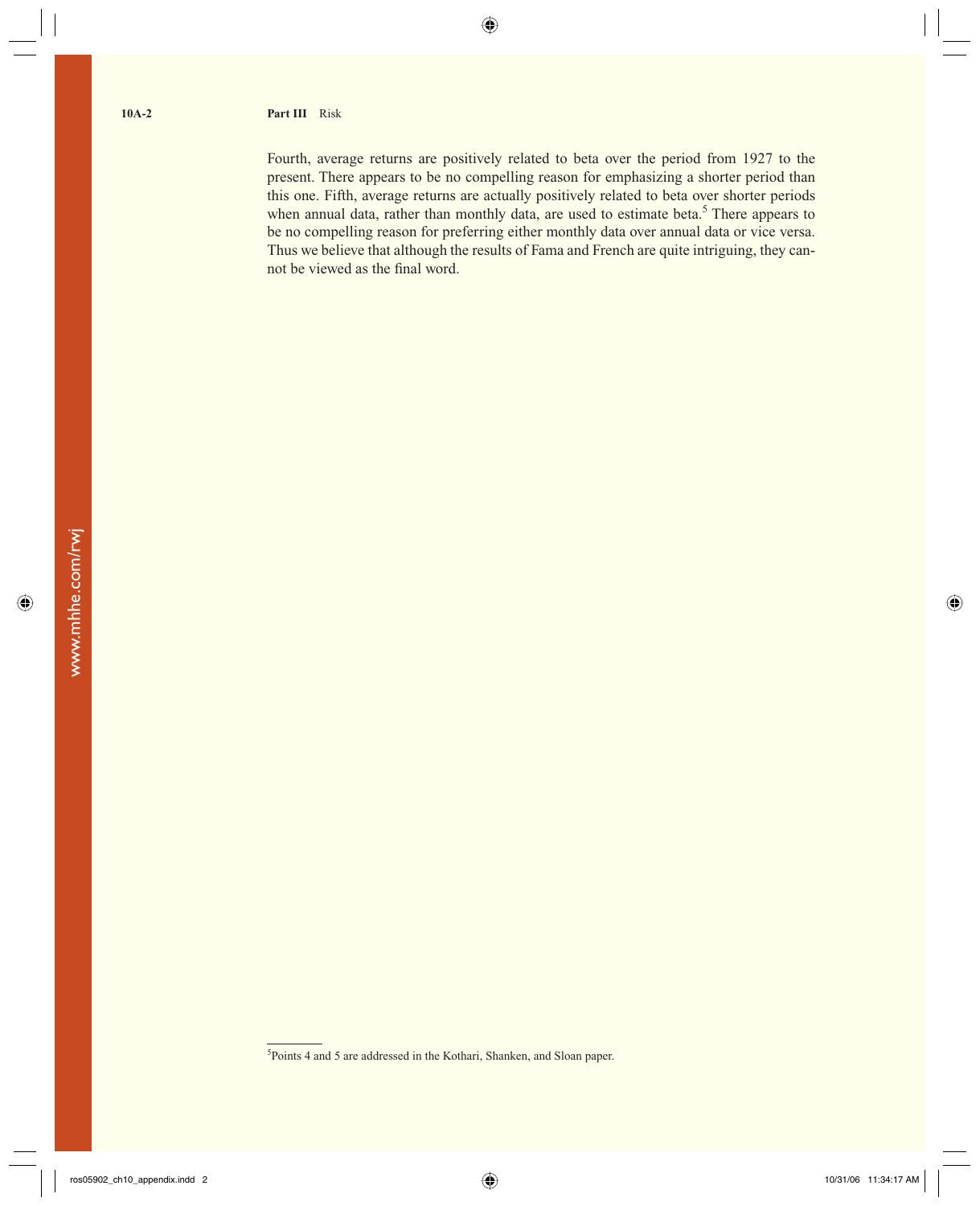Fourth, average returns are positively related to beta over the period from 1927 to the present. There appears to be no compelling reason for emphasizing a shorter period than this one. Fifth, average returns are actually positively related to beta over shorter periods when annual data, rather than monthly data, are used to estimate beta.[5] There appears to be no compelling reason for preferring either monthly data over annual data or vice versa. Thus we believe that although the results of Fama and French are quite intriguing, they cannot be viewed as the final word.

[5] Points 4 and 5 are addressed in the Kothari, Shanken, and Sloan paper.